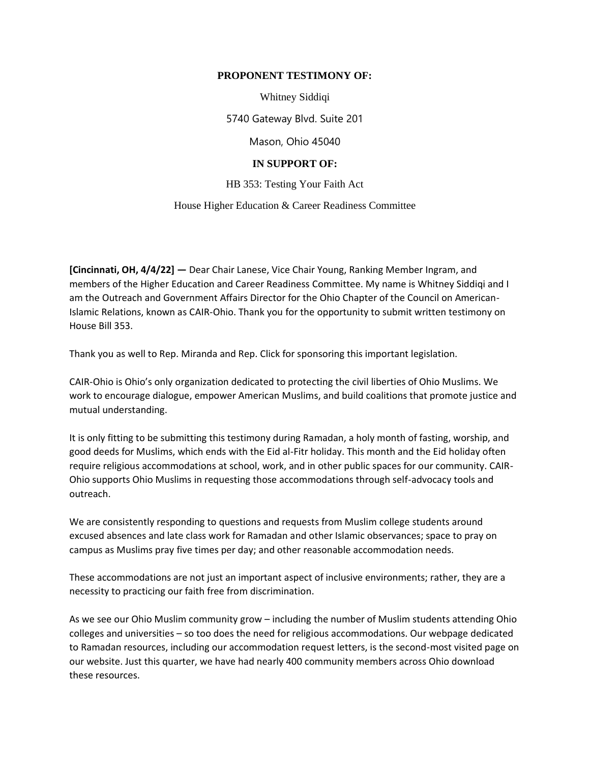**PROPONENT TESTIMONY OF:**

Whitney Siddiqi

5740 Gateway Blvd. Suite 201

Mason, Ohio 45040

**IN SUPPORT OF:**

HB 353: Testing Your Faith Act

House Higher Education & Career Readiness Committee

**[Cincinnati, OH, 4/4/22] —** Dear Chair Lanese, Vice Chair Young, Ranking Member Ingram, and members of the Higher Education and Career Readiness Committee. My name is Whitney Siddiqi and I am the Outreach and Government Affairs Director for the Ohio Chapter of the Council on American-Islamic Relations, known as CAIR-Ohio. Thank you for the opportunity to submit written testimony on House Bill 353.

Thank you as well to Rep. Miranda and Rep. Click for sponsoring this important legislation.

CAIR-Ohio is Ohio's only organization dedicated to protecting the civil liberties of Ohio Muslims. We work to encourage dialogue, empower American Muslims, and build coalitions that promote justice and mutual understanding.

It is only fitting to be submitting this testimony during Ramadan, a holy month of fasting, worship, and good deeds for Muslims, which ends with the Eid al-Fitr holiday. This month and the Eid holiday often require religious accommodations at school, work, and in other public spaces for our community. CAIR-Ohio supports Ohio Muslims in requesting those accommodations through self-advocacy tools and outreach.

We are consistently responding to questions and requests from Muslim college students around excused absences and late class work for Ramadan and other Islamic observances; space to pray on campus as Muslims pray five times per day; and other reasonable accommodation needs.

These accommodations are not just an important aspect of inclusive environments; rather, they are a necessity to practicing our faith free from discrimination.

As we see our Ohio Muslim community grow – including the number of Muslim students attending Ohio colleges and universities – so too does the need for religious accommodations. Our webpage dedicated to Ramadan resources, including our accommodation request letters, is the second-most visited page on our website. Just this quarter, we have had nearly 400 community members across Ohio download these resources.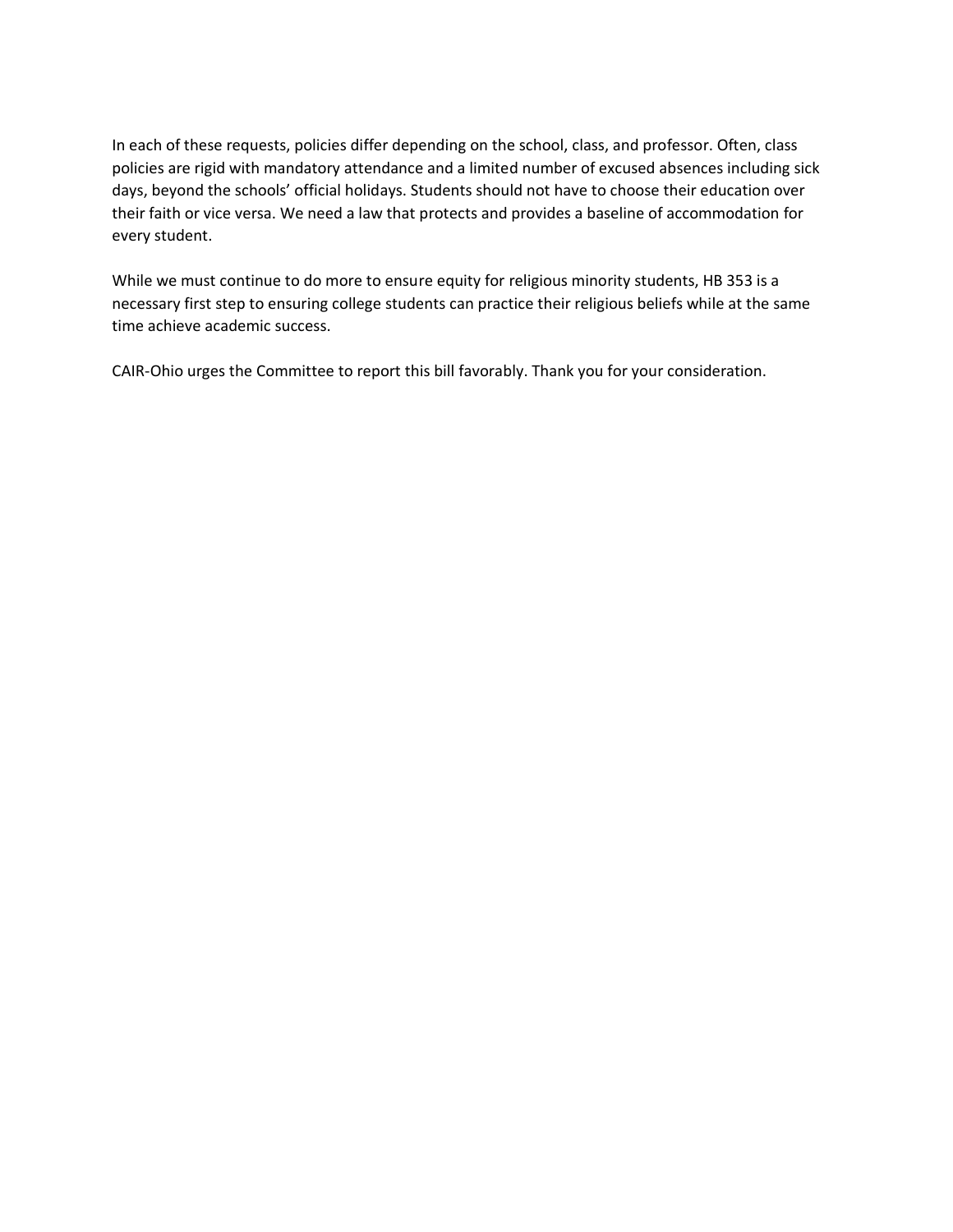In each of these requests, policies differ depending on the school, class, and professor. Often, class policies are rigid with mandatory attendance and a limited number of excused absences including sick days, beyond the schools' official holidays. Students should not have to choose their education over their faith or vice versa. We need a law that protects and provides a baseline of accommodation for every student.

While we must continue to do more to ensure equity for religious minority students, HB 353 is a necessary first step to ensuring college students can practice their religious beliefs while at the same time achieve academic success.

CAIR-Ohio urges the Committee to report this bill favorably. Thank you for your consideration.